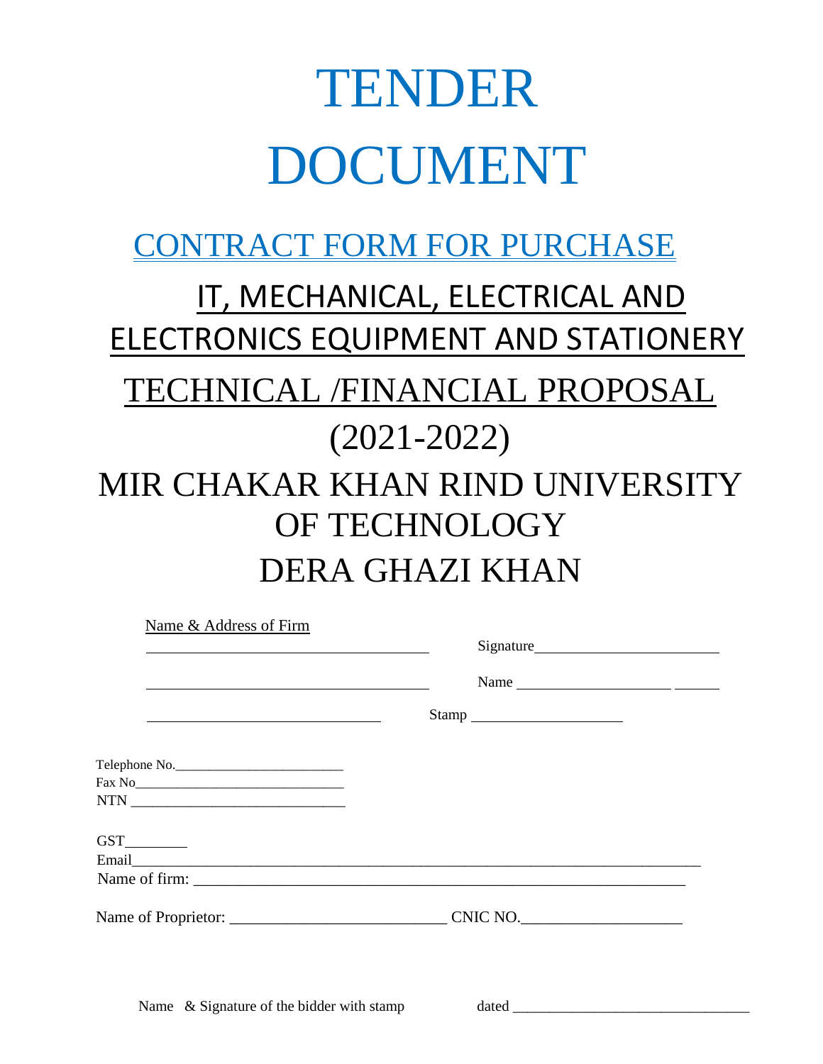# TENDER DOCUMENT

## CONTRACT FORM FOR PURCHASE

## IT, MECHANICAL, ELECTRICAL AND ELECTRONICS EQUIPMENT AND STATIONERY

## TECHNICAL /FINANCIAL PROPOSAL

## (2021-2022)

## MIR CHAKAR KHAN RIND UNIVERSITY OF TECHNOLOGY DERA GHAZI KHAN

Name & Address of Firm

____________________________________ Signature________________________

____________________________________ Name ____________________ ______

______________________________ Stamp ____________________

Telephone No.________________________

Fax No______________________________

NTN ____________________________

GST________

Email__________________________________________________________________________

Name of firm: ________________________________________________________________

Name of Proprietor: ___________________________ CNIC NO.____________________

Name & Signature of the bidder with stamp dated _______________________________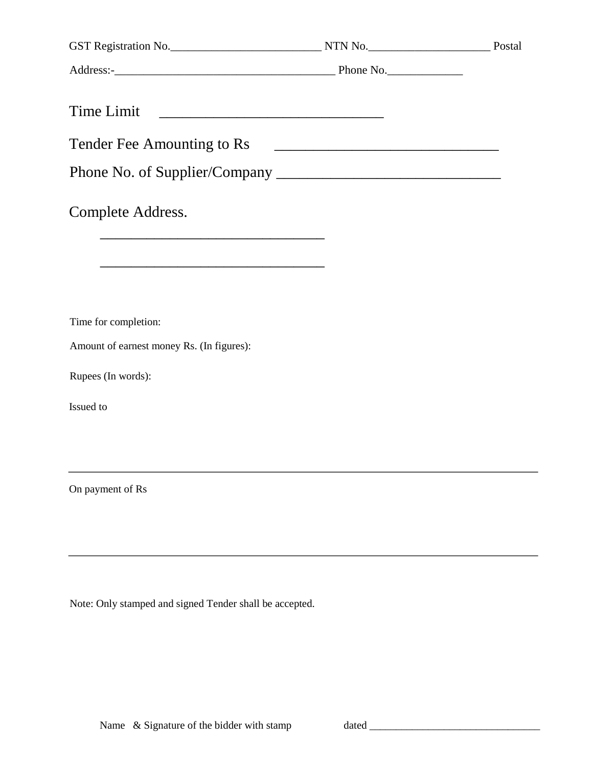GST Registration No.__________________________ NTN No._____________________ Postal Address:-______________________________________ Phone No._____________

Time Limit ______________________________

Tender Fee Amounting to Rs ______________________________

Phone No. of Supplier/Company ______________________________

Complete Address.

______________________________

______________________________

Time for completion:

Amount of earnest money Rs. (In figures):

Rupees (In words):

Issued to

___________________________________________________________________________

On payment of Rs

___________________________________________________________________________

Note: Only stamped and signed Tender shall be accepted.

Name & Signature of the bidder with stamp dated ________________________________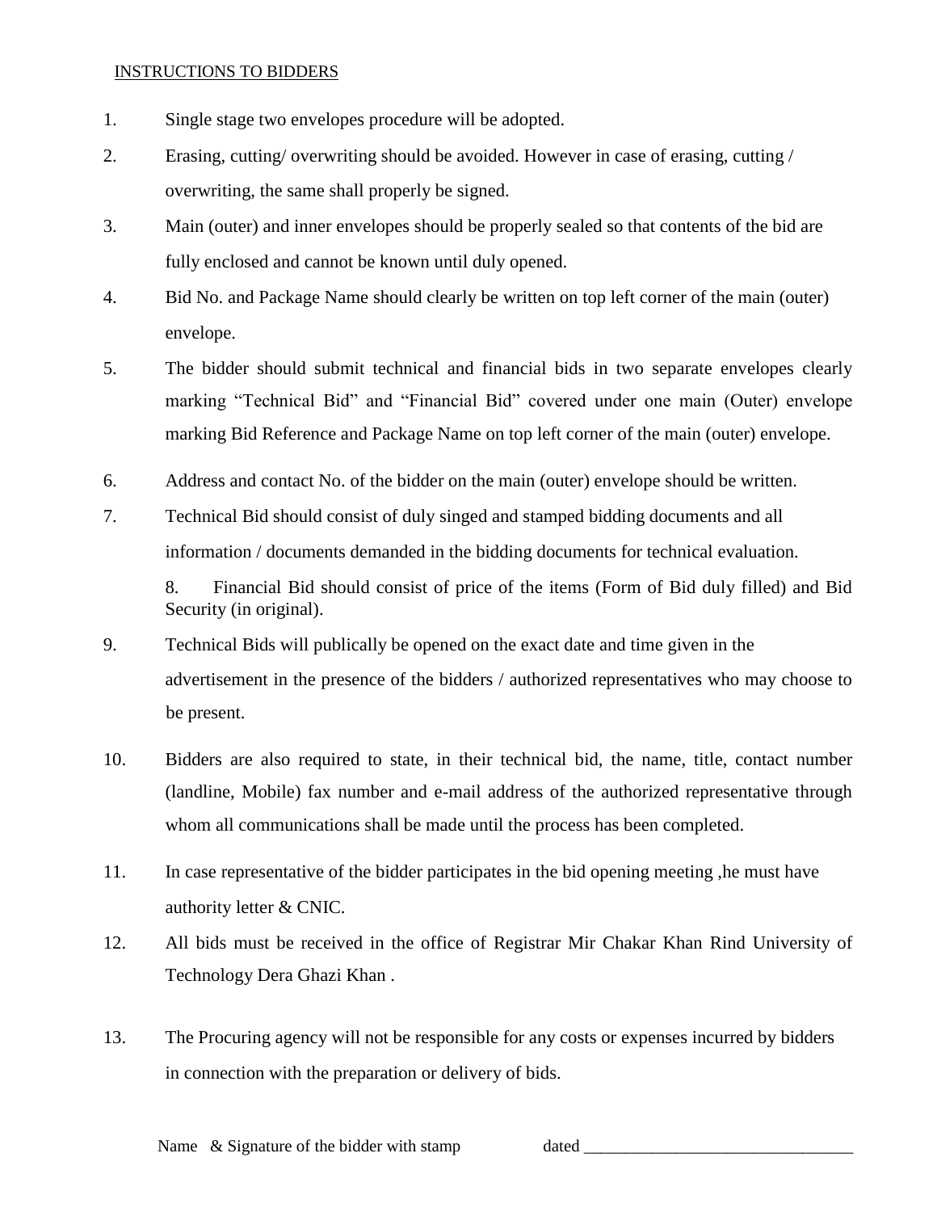INSTRUCTIONS TO BIDDERS

1. Single stage two envelopes procedure will be adopted.
2. Erasing, cutting/ overwriting should be avoided. However in case of erasing, cutting / overwriting, the same shall properly be signed.
3. Main (outer) and inner envelopes should be properly sealed so that contents of the bid are fully enclosed and cannot be known until duly opened.
4. Bid No. and Package Name should clearly be written on top left corner of the main (outer) envelope.
5. The bidder should submit technical and financial bids in two separate envelopes clearly marking "Technical Bid" and "Financial Bid" covered under one main (Outer) envelope marking Bid Reference and Package Name on top left corner of the main (outer) envelope.
6. Address and contact No. of the bidder on the main (outer) envelope should be written.
7. Technical Bid should consist of duly singed and stamped bidding documents and all information / documents demanded in the bidding documents for technical evaluation.
8. Financial Bid should consist of price of the items (Form of Bid duly filled) and Bid Security (in original).
9. Technical Bids will publically be opened on the exact date and time given in the advertisement in the presence of the bidders / authorized representatives who may choose to be present.
10. Bidders are also required to state, in their technical bid, the name, title, contact number (landline, Mobile) fax number and e-mail address of the authorized representative through whom all communications shall be made until the process has been completed.
11. In case representative of the bidder participates in the bid opening meeting ,he must have authority letter & CNIC.
12. All bids must be received in the office of Registrar Mir Chakar Khan Rind University of Technology Dera Ghazi Khan .
13. The Procuring agency will not be responsible for any costs or expenses incurred by bidders in connection with the preparation or delivery of bids.

Name & Signature of the bidder with stamp dated ________________________________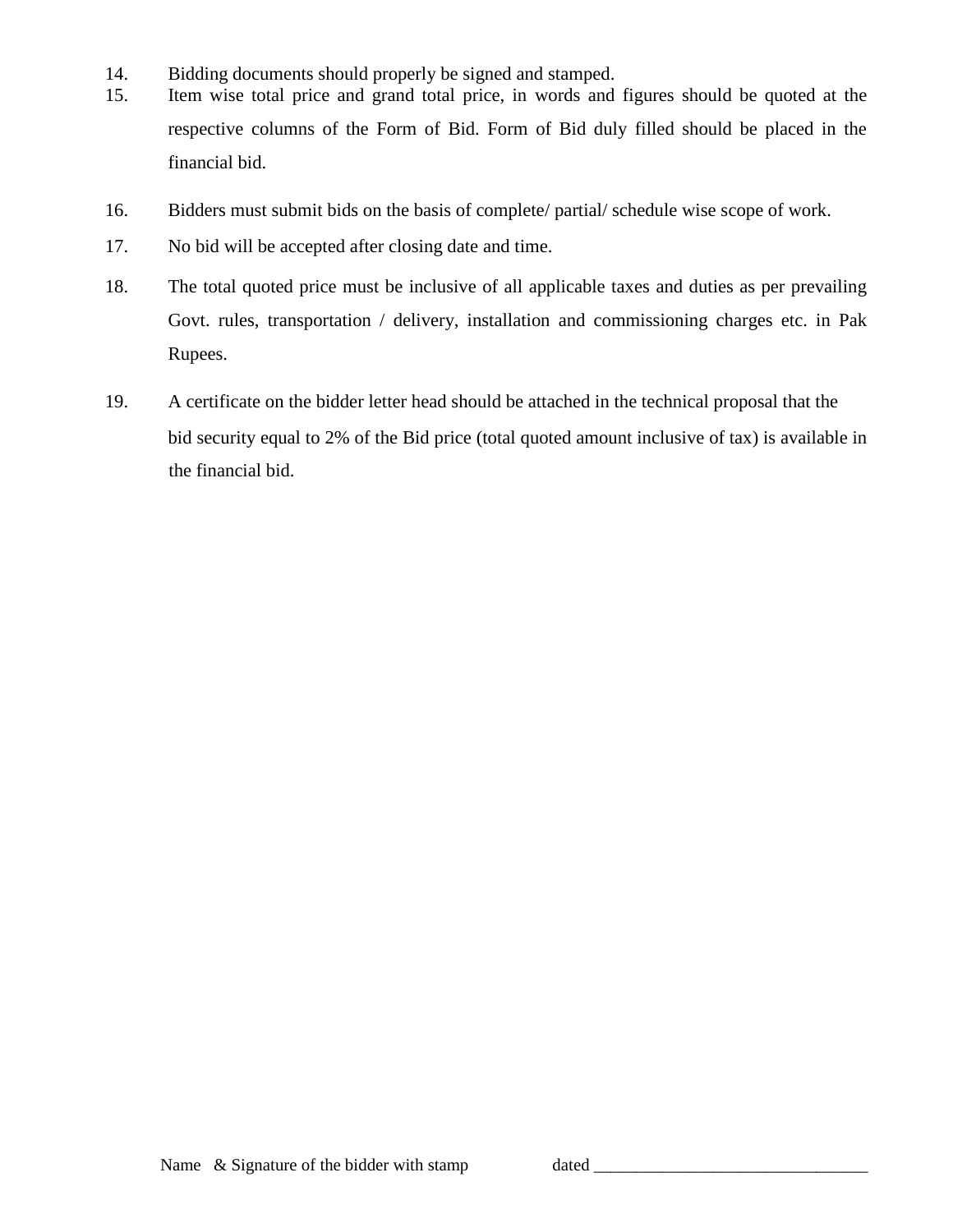14. Bidding documents should properly be signed and stamped.
15. Item wise total price and grand total price, in words and figures should be quoted at the respective columns of the Form of Bid. Form of Bid duly filled should be placed in the financial bid.
16. Bidders must submit bids on the basis of complete/ partial/ schedule wise scope of work.
17. No bid will be accepted after closing date and time.
18. The total quoted price must be inclusive of all applicable taxes and duties as per prevailing Govt. rules, transportation / delivery, installation and commissioning charges etc. in Pak Rupees.
19. A certificate on the bidder letter head should be attached in the technical proposal that the bid security equal to 2% of the Bid price (total quoted amount inclusive of tax) is available in the financial bid.

Name & Signature of the bidder with stamp dated ________________________________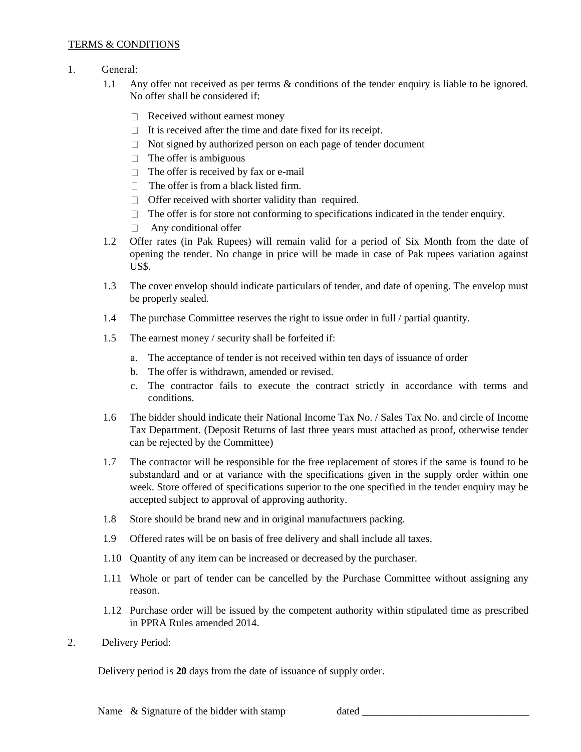TERMS & CONDITIONS

1. General:

   1.1 Any offer not received as per terms & conditions of the tender enquiry is liable to be ignored. No offer shall be considered if:

   - Received without earnest money
   - It is received after the time and date fixed for its receipt.
   - Not signed by authorized person on each page of tender document
   - The offer is ambiguous
   - The offer is received by fax or e-mail
   - The offer is from a black listed firm.
   - Offer received with shorter validity than required.
   - The offer is for store not conforming to specifications indicated in the tender enquiry.
   - Any conditional offer

   1.2 Offer rates (in Pak Rupees) will remain valid for a period of Six Month from the date of opening the tender. No change in price will be made in case of Pak rupees variation against US$.

   1.3 The cover envelop should indicate particulars of tender, and date of opening. The envelop must be properly sealed.

   1.4 The purchase Committee reserves the right to issue order in full / partial quantity.

   1.5 The earnest money / security shall be forfeited if:

   a. The acceptance of tender is not received within ten days of issuance of order
   b. The offer is withdrawn, amended or revised.
   c. The contractor fails to execute the contract strictly in accordance with terms and conditions.

   1.6 The bidder should indicate their National Income Tax No. / Sales Tax No. and circle of Income Tax Department. (Deposit Returns of last three years must attached as proof, otherwise tender can be rejected by the Committee)

   1.7 The contractor will be responsible for the free replacement of stores if the same is found to be substandard and or at variance with the specifications given in the supply order within one week. Store offered of specifications superior to the one specified in the tender enquiry may be accepted subject to approval of approving authority.

   1.8 Store should be brand new and in original manufacturers packing.

   1.9 Offered rates will be on basis of free delivery and shall include all taxes.

   1.10 Quantity of any item can be increased or decreased by the purchaser.

   1.11 Whole or part of tender can be cancelled by the Purchase Committee without assigning any reason.

   1.12 Purchase order will be issued by the competent authority within stipulated time as prescribed in PPRA Rules amended 2014.

2. Delivery Period:

   Delivery period is **20** days from the date of issuance of supply order.

Name & Signature of the bidder with stamp dated ________________________________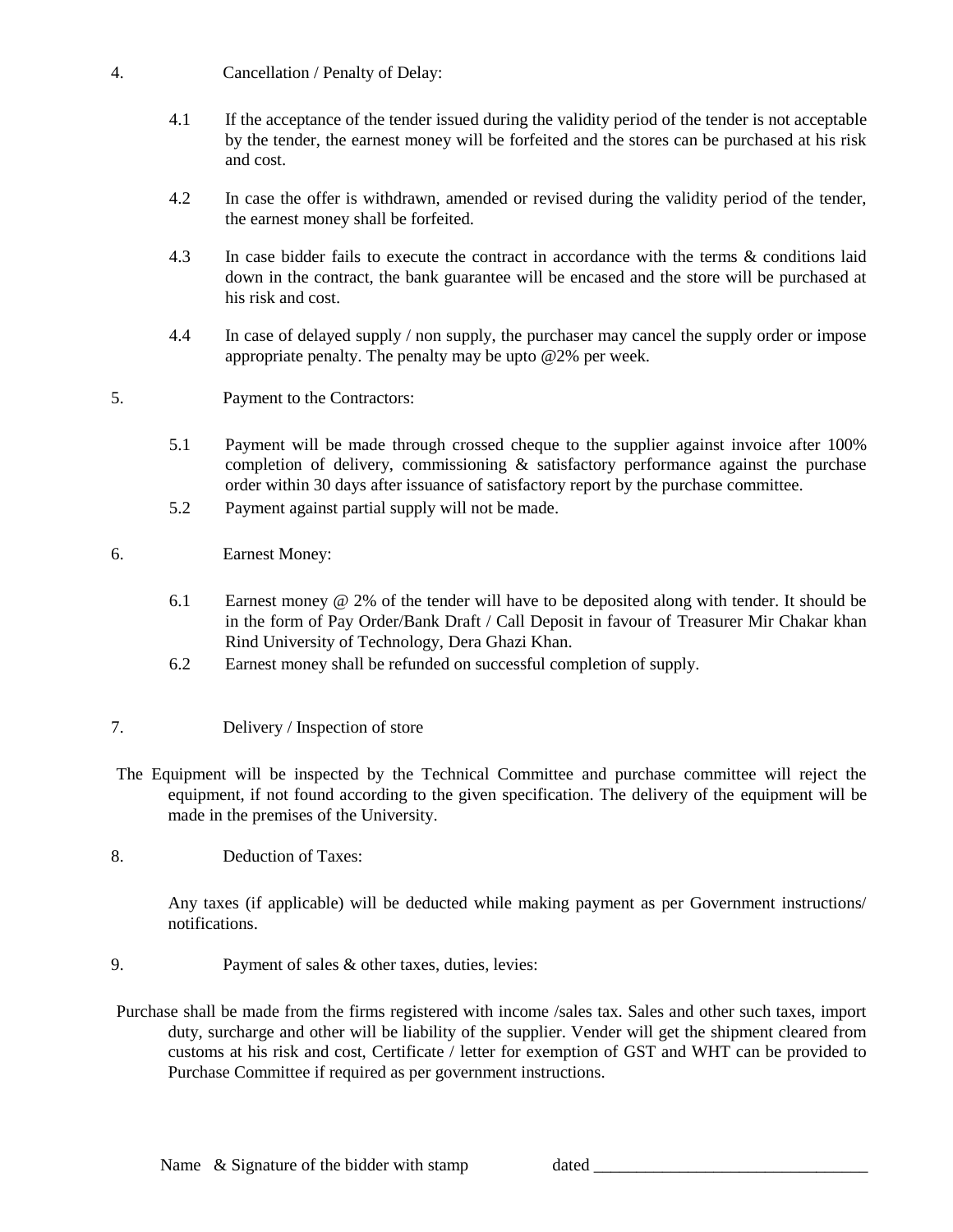4. Cancellation / Penalty of Delay:

4.1 If the acceptance of the tender issued during the validity period of the tender is not acceptable by the tender, the earnest money will be forfeited and the stores can be purchased at his risk and cost.

4.2 In case the offer is withdrawn, amended or revised during the validity period of the tender, the earnest money shall be forfeited.

4.3 In case bidder fails to execute the contract in accordance with the terms & conditions laid down in the contract, the bank guarantee will be encased and the store will be purchased at his risk and cost.

4.4 In case of delayed supply / non supply, the purchaser may cancel the supply order or impose appropriate penalty. The penalty may be upto @2% per week.

5. Payment to the Contractors:

5.1 Payment will be made through crossed cheque to the supplier against invoice after 100% completion of delivery, commissioning & satisfactory performance against the purchase order within 30 days after issuance of satisfactory report by the purchase committee.

5.2 Payment against partial supply will not be made.

6. Earnest Money:

6.1 Earnest money @ 2% of the tender will have to be deposited along with tender. It should be in the form of Pay Order/Bank Draft / Call Deposit in favour of Treasurer Mir Chakar khan Rind University of Technology, Dera Ghazi Khan.

6.2 Earnest money shall be refunded on successful completion of supply.

7. Delivery / Inspection of store

The Equipment will be inspected by the Technical Committee and purchase committee will reject the equipment, if not found according to the given specification. The delivery of the equipment will be made in the premises of the University.

8. Deduction of Taxes:

Any taxes (if applicable) will be deducted while making payment as per Government instructions/ notifications.

9. Payment of sales & other taxes, duties, levies:

Purchase shall be made from the firms registered with income /sales tax. Sales and other such taxes, import duty, surcharge and other will be liability of the supplier. Vender will get the shipment cleared from customs at his risk and cost, Certificate / letter for exemption of GST and WHT can be provided to Purchase Committee if required as per government instructions.

Name & Signature of the bidder with stamp dated ________________________________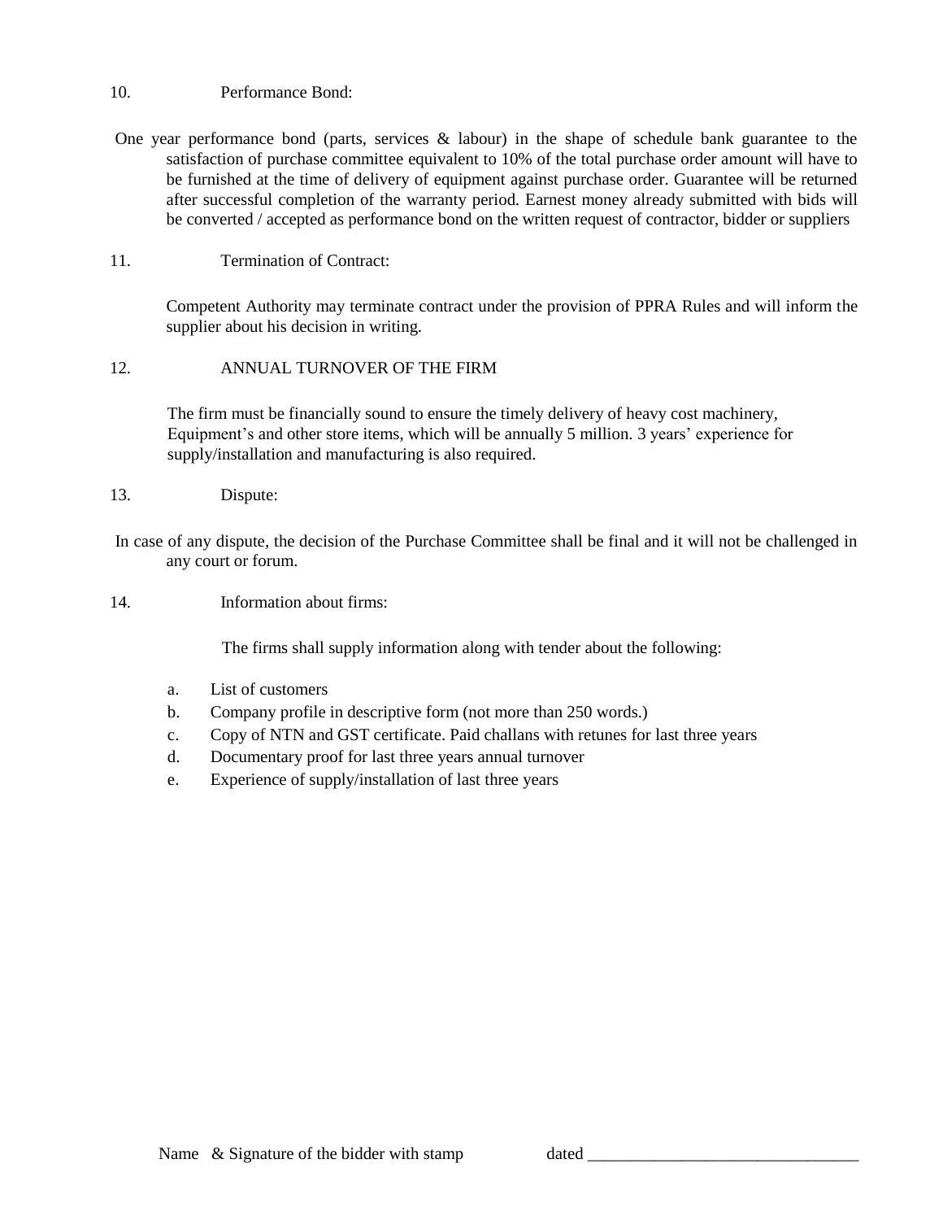10. Performance Bond:

One year performance bond (parts, services & labour) in the shape of schedule bank guarantee to the satisfaction of purchase committee equivalent to 10% of the total purchase order amount will have to be furnished at the time of delivery of equipment against purchase order. Guarantee will be returned after successful completion of the warranty period. Earnest money already submitted with bids will be converted / accepted as performance bond on the written request of contractor, bidder or suppliers

11. Termination of Contract:

Competent Authority may terminate contract under the provision of PPRA Rules and will inform the supplier about his decision in writing.

12. ANNUAL TURNOVER OF THE FIRM

The firm must be financially sound to ensure the timely delivery of heavy cost machinery, Equipment's and other store items, which will be annually 5 million. 3 years' experience for supply/installation and manufacturing is also required.

13. Dispute:

In case of any dispute, the decision of the Purchase Committee shall be final and it will not be challenged in any court or forum.

14. Information about firms:

The firms shall supply information along with tender about the following:

a. List of customers
b. Company profile in descriptive form (not more than 250 words.)
c. Copy of NTN and GST certificate. Paid challans with retunes for last three years
d. Documentary proof for last three years annual turnover
e. Experience of supply/installation of last three years

Name & Signature of the bidder with stamp dated ________________________________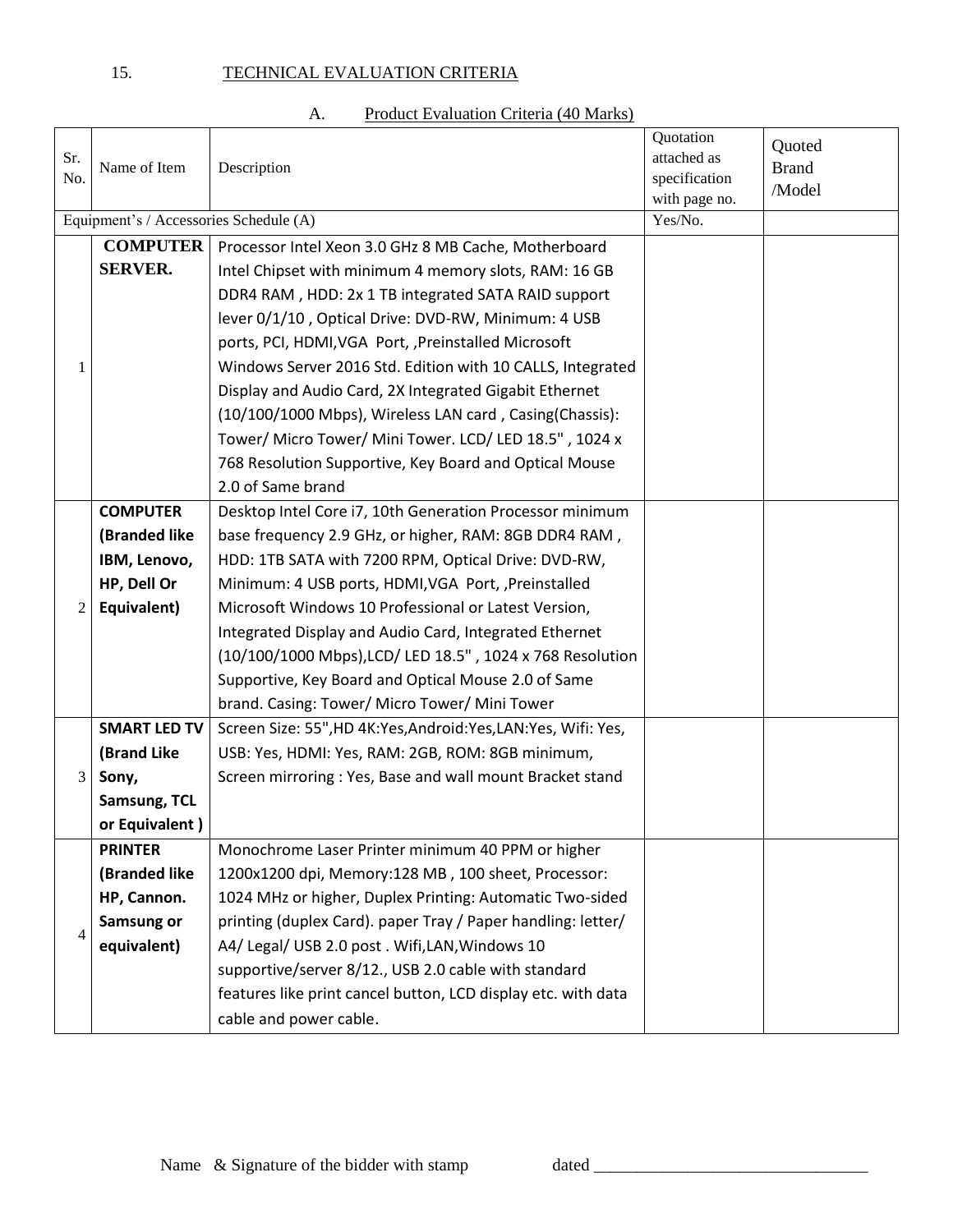15. TECHNICAL EVALUATION CRITERIA

A. Product Evaluation Criteria (40 Marks)

| Sr. No. | Name of Item | Description | Quotation attached as specification with page no. | Quoted Brand /Model |
|---|---|---|---|---|
| Equipment's / Accessories Schedule (A) | | | Yes/No. | |
| 1 | **COMPUTER SERVER.** | Processor Intel Xeon 3.0 GHz 8 MB Cache, Motherboard Intel Chipset with minimum 4 memory slots, RAM: 16 GB DDR4 RAM , HDD: 2x 1 TB integrated SATA RAID support lever 0/1/10 , Optical Drive: DVD-RW, Minimum: 4 USB ports, PCI, HDMI,VGA Port, ,Preinstalled Microsoft Windows Server 2016 Std. Edition with 10 CALLS, Integrated Display and Audio Card, 2X Integrated Gigabit Ethernet (10/100/1000 Mbps), Wireless LAN card , Casing(Chassis): Tower/ Micro Tower/ Mini Tower. LCD/ LED 18.5" , 1024 x 768 Resolution Supportive, Key Board and Optical Mouse 2.0 of Same brand | | |
| 2 | **COMPUTER (Branded like IBM, Lenovo, HP, Dell Or Equivalent)** | Desktop Intel Core i7, 10th Generation Processor minimum base frequency 2.9 GHz, or higher, RAM: 8GB DDR4 RAM , HDD: 1TB SATA with 7200 RPM, Optical Drive: DVD-RW, Minimum: 4 USB ports, HDMI,VGA Port, ,Preinstalled Microsoft Windows 10 Professional or Latest Version, Integrated Display and Audio Card, Integrated Ethernet (10/100/1000 Mbps),LCD/ LED 18.5" , 1024 x 768 Resolution Supportive, Key Board and Optical Mouse 2.0 of Same brand. Casing: Tower/ Micro Tower/ Mini Tower | | |
| 3 | **SMART LED TV (Brand Like Sony, Samsung, TCL or Equivalent )** | Screen Size: 55",HD 4K:Yes,Android:Yes,LAN:Yes, Wifi: Yes, USB: Yes, HDMI: Yes, RAM: 2GB, ROM: 8GB minimum, Screen mirroring : Yes, Base and wall mount Bracket stand | | |
| 4 | **PRINTER (Branded like HP, Cannon. Samsung or equivalent)** | Monochrome Laser Printer minimum 40 PPM or higher 1200x1200 dpi, Memory:128 MB , 100 sheet, Processor: 1024 MHz or higher, Duplex Printing: Automatic Two-sided printing (duplex Card). paper Tray / Paper handling: letter/ A4/ Legal/ USB 2.0 post . Wifi,LAN,Windows 10 supportive/server 8/12., USB 2.0 cable with standard features like print cancel button, LCD display etc. with data cable and power cable. | | |

Name & Signature of the bidder with stamp dated ________________________________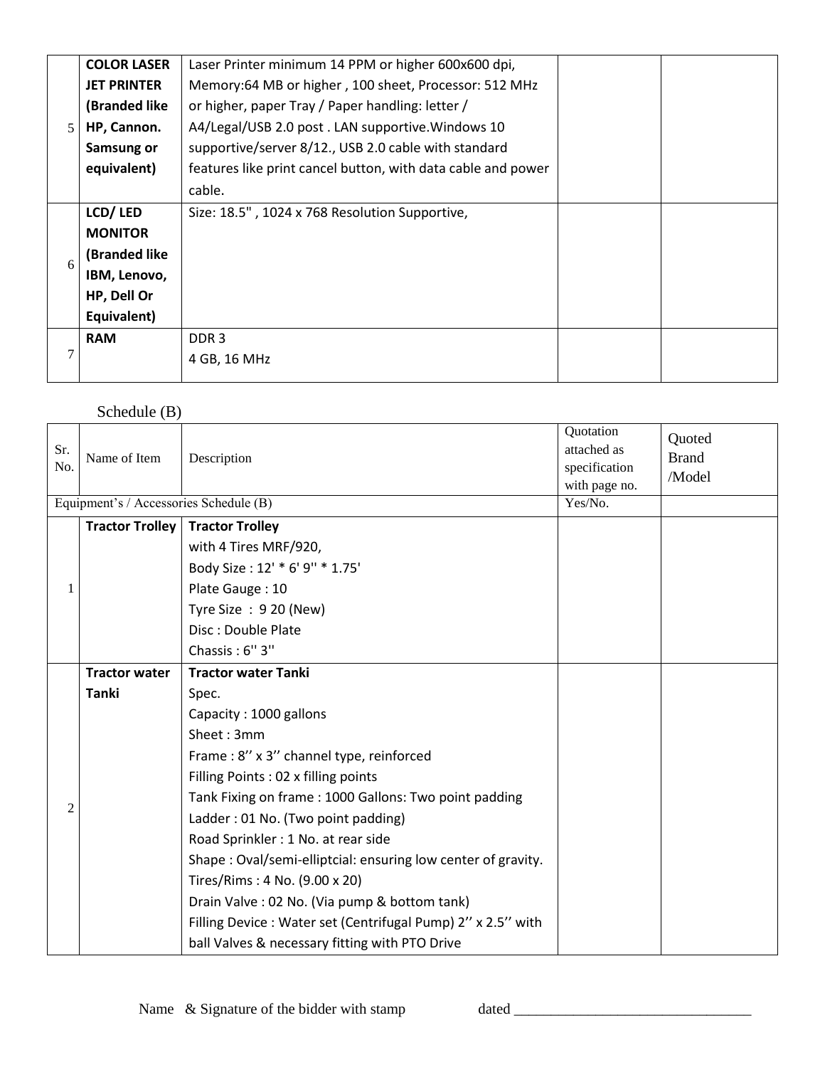| | | | | |
|---|---|---|---|---|
| 5 | **COLOR LASER JET PRINTER (Branded like HP, Cannon. Samsung or equivalent)** | Laser Printer minimum 14 PPM or higher 600x600 dpi, Memory:64 MB or higher , 100 sheet, Processor: 512 MHz or higher, paper Tray / Paper handling: letter / A4/Legal/USB 2.0 post . LAN supportive.Windows 10 supportive/server 8/12., USB 2.0 cable with standard features like print cancel button, with data cable and power cable. | | |
| 6 | **LCD/ LED MONITOR (Branded like IBM, Lenovo, HP, Dell Or Equivalent)** | Size: 18.5" , 1024 x 768 Resolution Supportive, | | |
| 7 | **RAM** | DDR 3<br>4 GB, 16 MHz | | |

Schedule (B)

| Sr. No. | Name of Item | Description | Quotation attached as specification with page no. | Quoted Brand /Model |
|---|---|---|---|---|
| Equipment's / Accessories Schedule (B) | | | Yes/No. | |
| 1 | **Tractor Trolley** | **Tractor Trolley**<br>with 4 Tires MRF/920,<br>Body Size : 12' * 6' 9'' * 1.75'<br>Plate Gauge : 10<br>Tyre Size : 9 20 (New)<br>Disc : Double Plate<br>Chassis : 6'' 3'' | | |
| 2 | **Tractor water Tanki** | **Tractor water Tanki**<br>Spec.<br>Capacity : 1000 gallons<br>Sheet : 3mm<br>Frame : 8'' x 3'' channel type, reinforced<br>Filling Points : 02 x filling points<br>Tank Fixing on frame : 1000 Gallons: Two point padding<br>Ladder : 01 No. (Two point padding)<br>Road Sprinkler : 1 No. at rear side<br>Shape : Oval/semi-elliptcial: ensuring low center of gravity.<br>Tires/Rims : 4 No. (9.00 x 20)<br>Drain Valve : 02 No. (Via pump & bottom tank)<br>Filling Device : Water set (Centrifugal Pump) 2'' x 2.5'' with ball Valves & necessary fitting with PTO Drive | | |

Name & Signature of the bidder with stamp dated ________________________________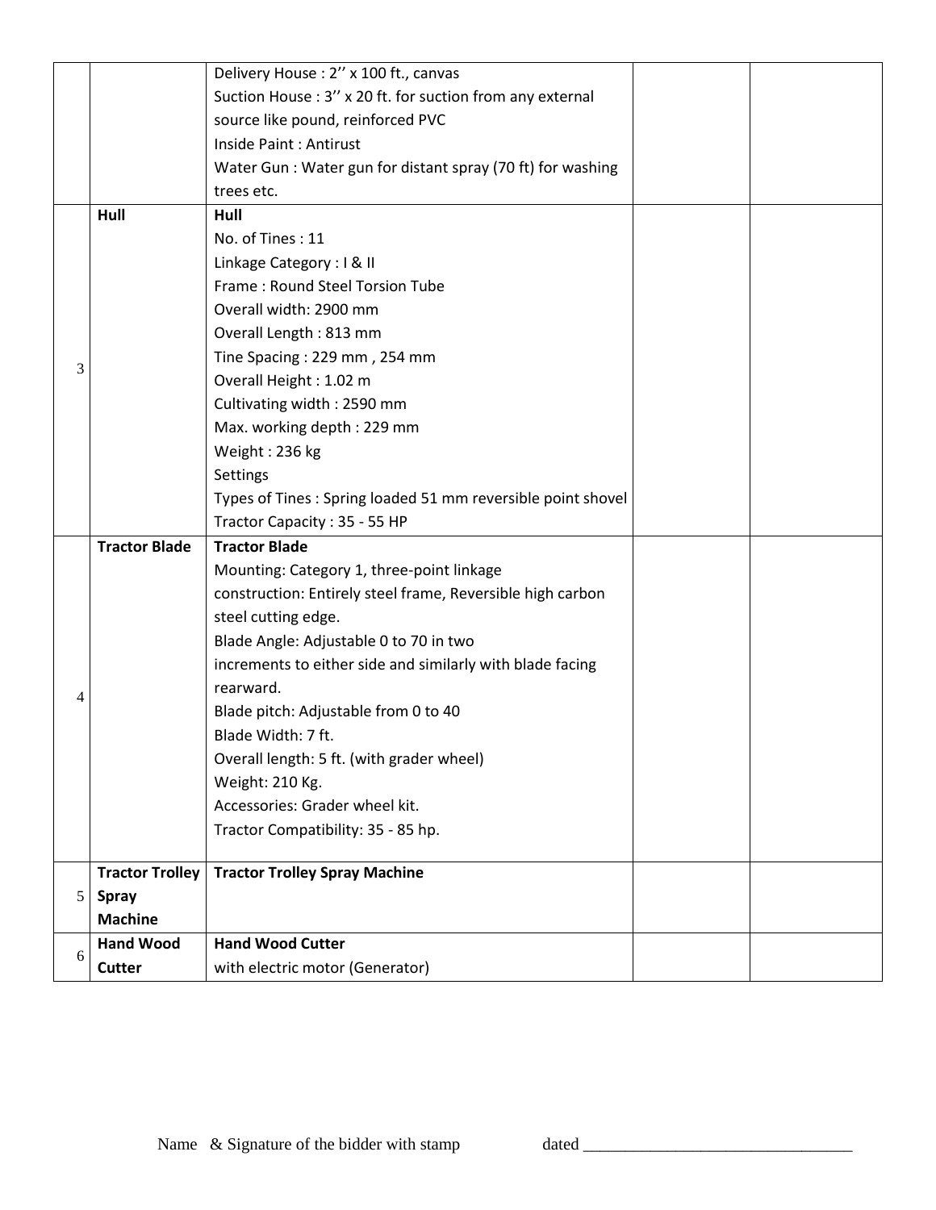| | | | | |
|---|---|---|---|---|
| | | Delivery House : 2'' x 100 ft., canvas<br>Suction House : 3'' x 20 ft. for suction from any external source like pound, reinforced PVC<br>Inside Paint : Antirust<br>Water Gun : Water gun for distant spray (70 ft) for washing trees etc. | | |
| 3 | **Hull** | **Hull**<br>No. of Tines : 11<br>Linkage Category : I & II<br>Frame : Round Steel Torsion Tube<br>Overall width: 2900 mm<br>Overall Length : 813 mm<br>Tine Spacing : 229 mm , 254 mm<br>Overall Height : 1.02 m<br>Cultivating width : 2590 mm<br>Max. working depth : 229 mm<br>Weight : 236 kg<br>Settings<br>Types of Tines : Spring loaded 51 mm reversible point shovel<br>Tractor Capacity : 35 - 55 HP | | |
| 4 | **Tractor Blade** | **Tractor Blade**<br>Mounting: Category 1, three-point linkage<br>construction: Entirely steel frame, Reversible high carbon steel cutting edge.<br>Blade Angle: Adjustable 0 to 70 in two increments to either side and similarly with blade facing rearward.<br>Blade pitch: Adjustable from 0 to 40<br>Blade Width: 7 ft.<br>Overall length: 5 ft. (with grader wheel)<br>Weight: 210 Kg.<br>Accessories: Grader wheel kit.<br>Tractor Compatibility: 35 - 85 hp. | | |
| 5 | **Tractor Trolley Spray Machine** | **Tractor Trolley Spray Machine** | | |
| 6 | **Hand Wood Cutter** | **Hand Wood Cutter**<br>with electric motor (Generator) | | |

Name & Signature of the bidder with stamp dated ________________________________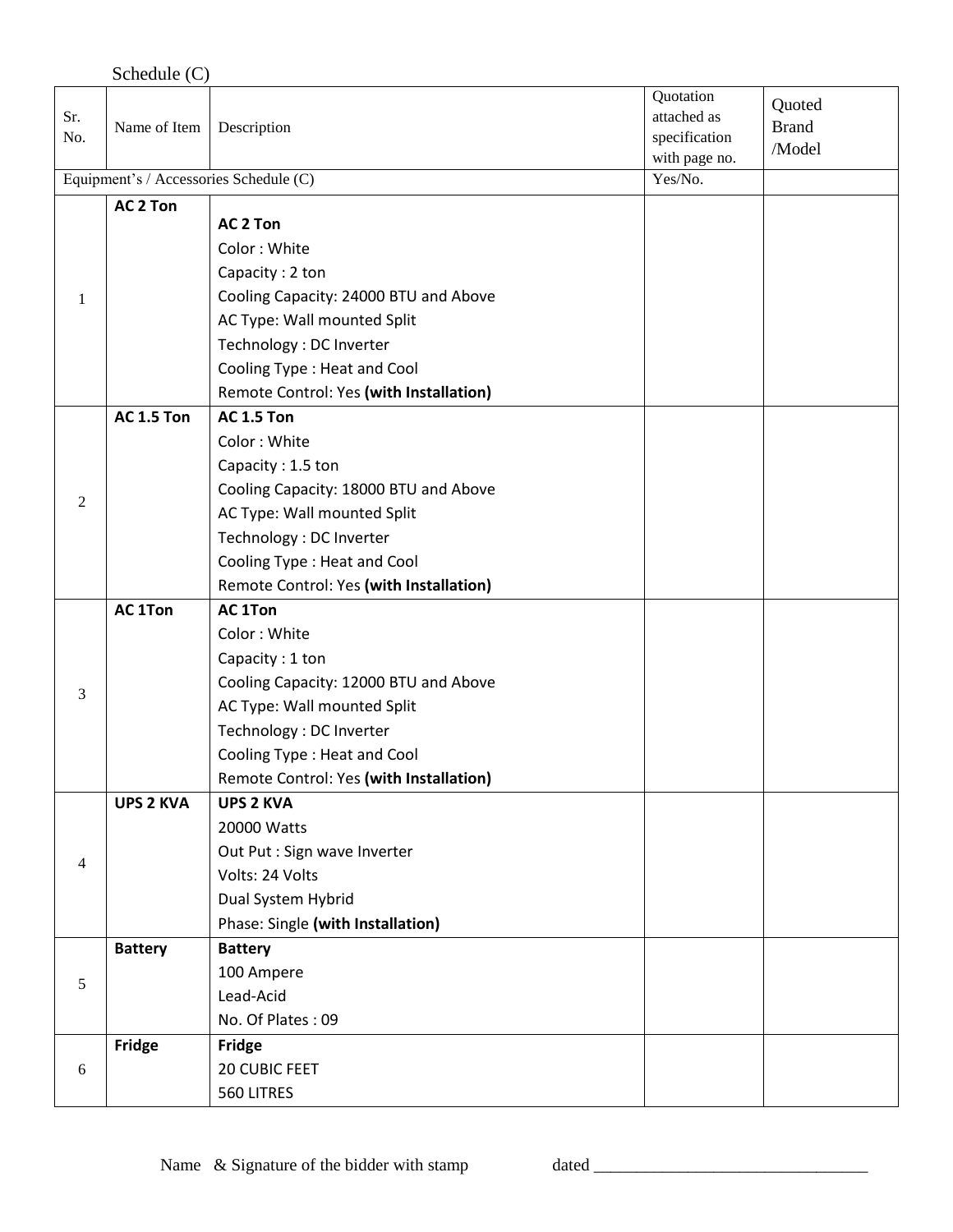Schedule (C)

| Sr. No. | Name of Item | Description | Quotation attached as specification with page no. | Quoted Brand /Model |
|---|---|---|---|---|
| Equipment's / Accessories Schedule (C) | | | Yes/No. | |
| 1 | **AC 2 Ton** | **AC 2 Ton**<br>Color : White<br>Capacity : 2 ton<br>Cooling Capacity: 24000 BTU and Above<br>AC Type: Wall mounted Split<br>Technology : DC Inverter<br>Cooling Type : Heat and Cool<br>Remote Control: Yes **(with Installation)** | | |
| 2 | **AC 1.5 Ton** | **AC 1.5 Ton**<br>Color : White<br>Capacity : 1.5 ton<br>Cooling Capacity: 18000 BTU and Above<br>AC Type: Wall mounted Split<br>Technology : DC Inverter<br>Cooling Type : Heat and Cool<br>Remote Control: Yes **(with Installation)** | | |
| 3 | **AC 1Ton** | **AC 1Ton**<br>Color : White<br>Capacity : 1 ton<br>Cooling Capacity: 12000 BTU and Above<br>AC Type: Wall mounted Split<br>Technology : DC Inverter<br>Cooling Type : Heat and Cool<br>Remote Control: Yes **(with Installation)** | | |
| 4 | **UPS 2 KVA** | **UPS 2 KVA**<br>20000 Watts<br>Out Put : Sign wave Inverter<br>Volts: 24 Volts<br>Dual System Hybrid<br>Phase: Single **(with Installation)** | | |
| 5 | **Battery** | **Battery**<br>100 Ampere<br>Lead-Acid<br>No. Of Plates : 09 | | |
| 6 | **Fridge** | **Fridge**<br>20 CUBIC FEET<br>560 LITRES | | |

Name & Signature of the bidder with stamp dated ________________________________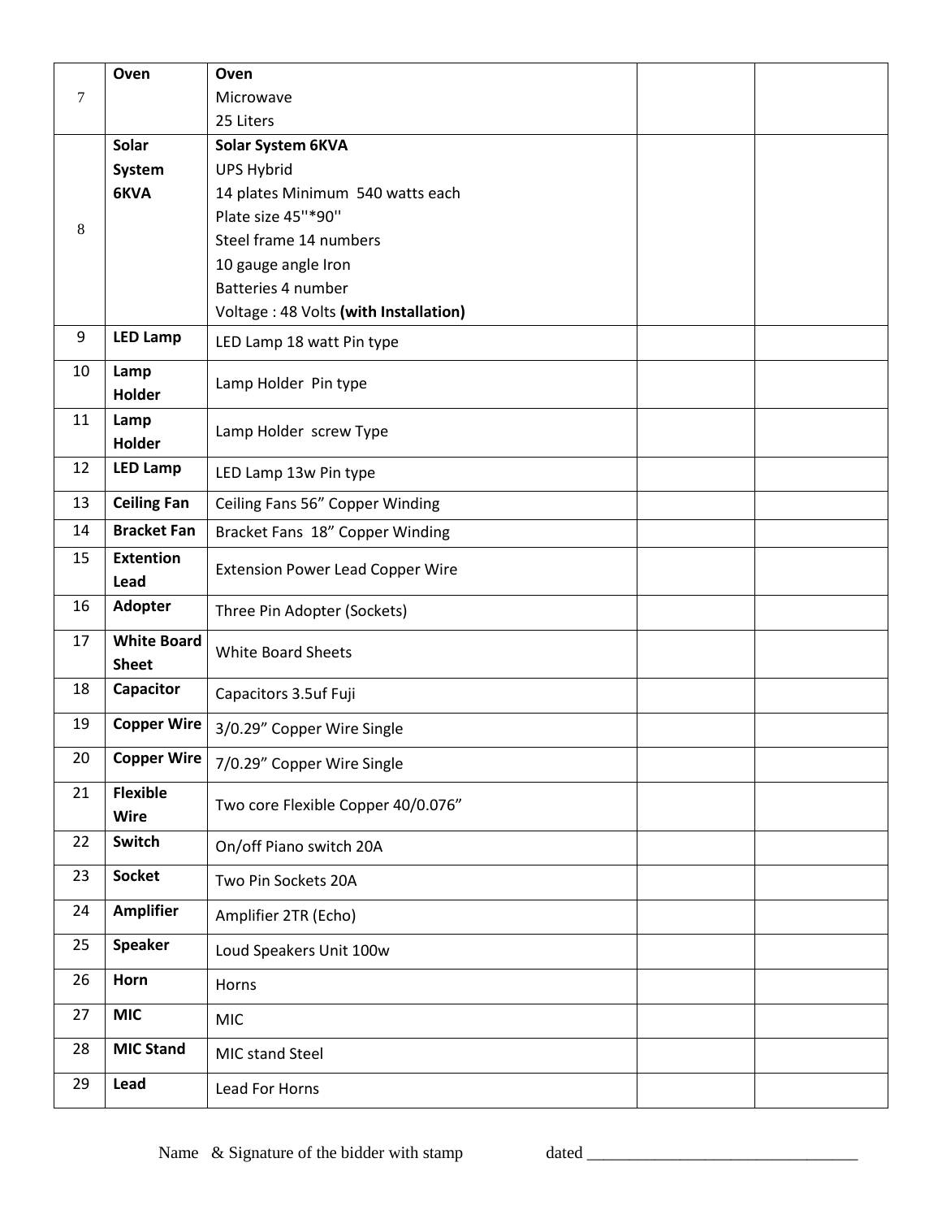| | | | | |
|---|---|---|---|---|
| 7 | **Oven** | **Oven**<br>Microwave<br>25 Liters | | |
| 8 | **Solar System 6KVA** | **Solar System 6KVA**<br>UPS Hybrid<br>14 plates Minimum 540 watts each<br>Plate size 45''*90''<br>Steel frame 14 numbers<br>10 gauge angle Iron<br>Batteries 4 number<br>Voltage : 48 Volts **(with Installation)** | | |
| 9 | **LED Lamp** | LED Lamp 18 watt Pin type | | |
| 10 | **Lamp Holder** | Lamp Holder Pin type | | |
| 11 | **Lamp Holder** | Lamp Holder screw Type | | |
| 12 | **LED Lamp** | LED Lamp 13w Pin type | | |
| 13 | **Ceiling Fan** | Ceiling Fans 56” Copper Winding | | |
| 14 | **Bracket Fan** | Bracket Fans 18” Copper Winding | | |
| 15 | **Extention Lead** | Extension Power Lead Copper Wire | | |
| 16 | **Adopter** | Three Pin Adopter (Sockets) | | |
| 17 | **White Board Sheet** | White Board Sheets | | |
| 18 | **Capacitor** | Capacitors 3.5uf Fuji | | |
| 19 | **Copper Wire** | 3/0.29” Copper Wire Single | | |
| 20 | **Copper Wire** | 7/0.29” Copper Wire Single | | |
| 21 | **Flexible Wire** | Two core Flexible Copper 40/0.076” | | |
| 22 | **Switch** | On/off Piano switch 20A | | |
| 23 | **Socket** | Two Pin Sockets 20A | | |
| 24 | **Amplifier** | Amplifier 2TR (Echo) | | |
| 25 | **Speaker** | Loud Speakers Unit 100w | | |
| 26 | **Horn** | Horns | | |
| 27 | **MIC** | MIC | | |
| 28 | **MIC Stand** | MIC stand Steel | | |
| 29 | **Lead** | Lead For Horns | | |

Name & Signature of the bidder with stamp dated ________________________________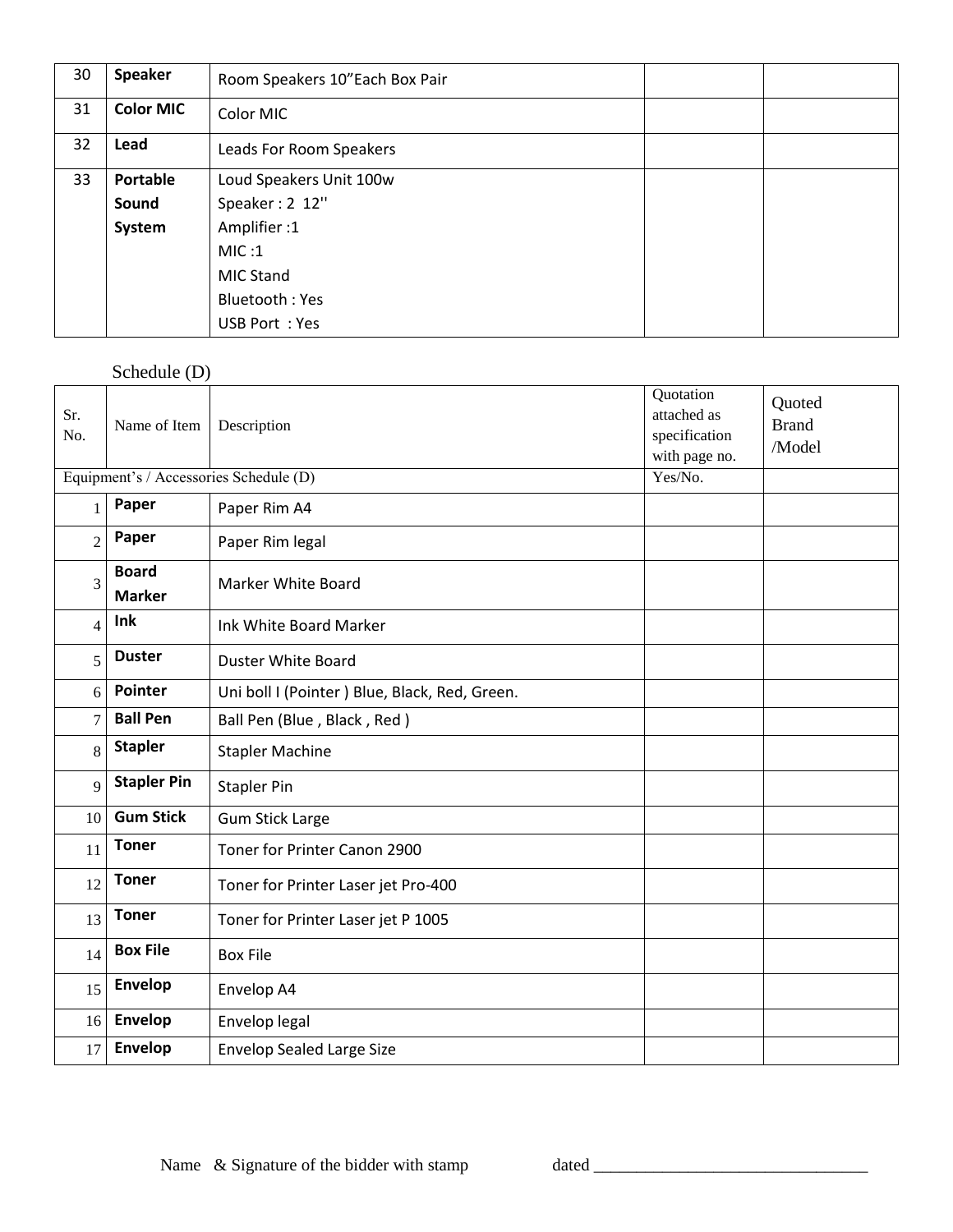| 30 | **Speaker** | Room Speakers 10"Each Box Pair | | |
|---|---|---|---|---|
| 31 | **Color MIC** | Color MIC | | |
| 32 | **Lead** | Leads For Room Speakers | | |
| 33 | **Portable Sound System** | Loud Speakers Unit 100w<br>Speaker : 2 12''<br>Amplifier :1<br>MIC :1<br>MIC Stand<br>Bluetooth : Yes<br>USB Port : Yes | | |

Schedule (D)

| Sr. No. | Name of Item | Description | Quotation attached as specification with page no. | Quoted Brand /Model |
|---|---|---|---|---|
| Equipment's / Accessories Schedule (D) | | | Yes/No. | |
| 1 | **Paper** | Paper Rim A4 | | |
| 2 | **Paper** | Paper Rim legal | | |
| 3 | **Board Marker** | Marker White Board | | |
| 4 | **Ink** | Ink White Board Marker | | |
| 5 | **Duster** | Duster White Board | | |
| 6 | **Pointer** | Uni boll I (Pointer ) Blue, Black, Red, Green. | | |
| 7 | **Ball Pen** | Ball Pen (Blue , Black , Red ) | | |
| 8 | **Stapler** | Stapler Machine | | |
| 9 | **Stapler Pin** | Stapler Pin | | |
| 10 | **Gum Stick** | Gum Stick Large | | |
| 11 | **Toner** | Toner for Printer Canon 2900 | | |
| 12 | **Toner** | Toner for Printer Laser jet Pro-400 | | |
| 13 | **Toner** | Toner for Printer Laser jet P 1005 | | |
| 14 | **Box File** | Box File | | |
| 15 | **Envelop** | Envelop A4 | | |
| 16 | **Envelop** | Envelop legal | | |
| 17 | **Envelop** | Envelop Sealed Large Size | | |

Name & Signature of the bidder with stamp dated ________________________________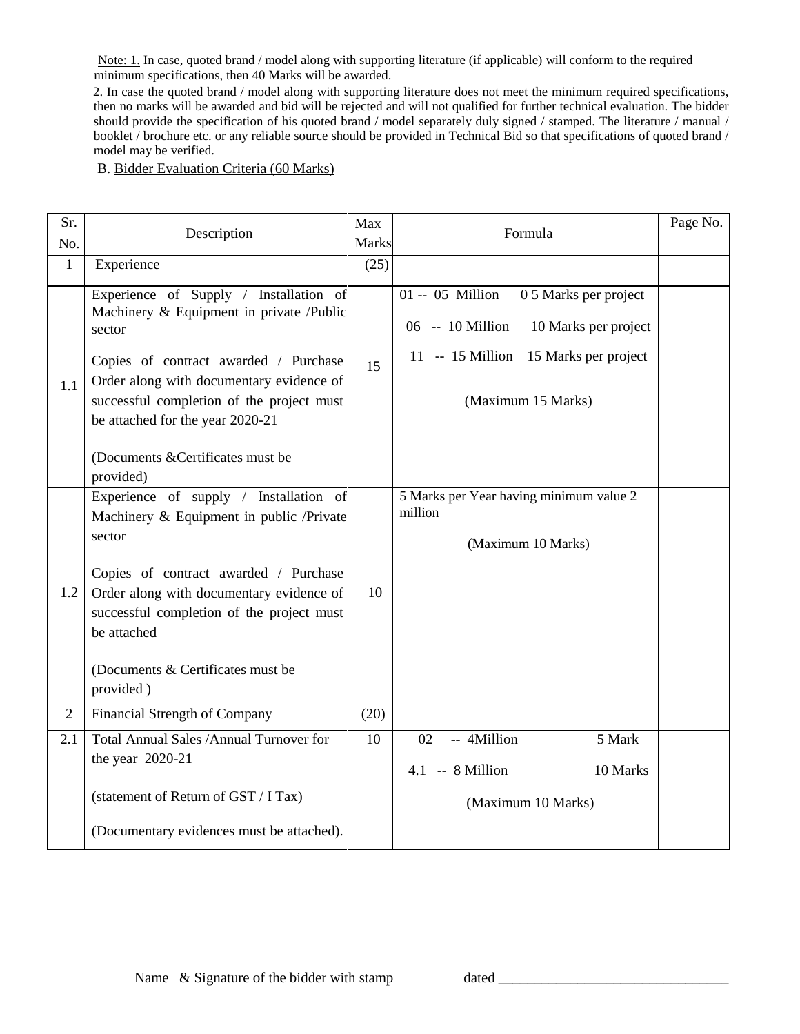Note: 1. In case, quoted brand / model along with supporting literature (if applicable) will conform to the required minimum specifications, then 40 Marks will be awarded.

2. In case the quoted brand / model along with supporting literature does not meet the minimum required specifications, then no marks will be awarded and bid will be rejected and will not qualified for further technical evaluation. The bidder should provide the specification of his quoted brand / model separately duly signed / stamped. The literature / manual / booklet / brochure etc. or any reliable source should be provided in Technical Bid so that specifications of quoted brand / model may be verified.

B. Bidder Evaluation Criteria (60 Marks)

| Sr. No. | Description | Max Marks | Formula | Page No. |
|---|---|---|---|---|
| 1 | Experience | (25) | | |
| 1.1 | Experience of Supply / Installation of Machinery & Equipment in private /Public sector<br><br>Copies of contract awarded / Purchase Order along with documentary evidence of successful completion of the project must be attached for the year 2020-21<br><br>(Documents &Certificates must be provided) | 15 | 01 -- 05 Million 0 5 Marks per project<br>06 -- 10 Million 10 Marks per project<br>11 -- 15 Million 15 Marks per project<br><br>(Maximum 15 Marks) | |
| 1.2 | Experience of supply / Installation of Machinery & Equipment in public /Private sector<br><br>Copies of contract awarded / Purchase Order along with documentary evidence of successful completion of the project must be attached<br><br>(Documents & Certificates must be provided ) | 10 | 5 Marks per Year having minimum value 2 million<br><br>(Maximum 10 Marks) | |
| 2 | Financial Strength of Company | (20) | | |
| 2.1 | Total Annual Sales /Annual Turnover for the year 2020-21<br><br>(statement of Return of GST / I Tax)<br><br>(Documentary evidences must be attached). | 10 | 02 -- 4Million 5 Mark<br>4.1 -- 8 Million 10 Marks<br><br>(Maximum 10 Marks) | |

Name & Signature of the bidder with stamp dated ________________________________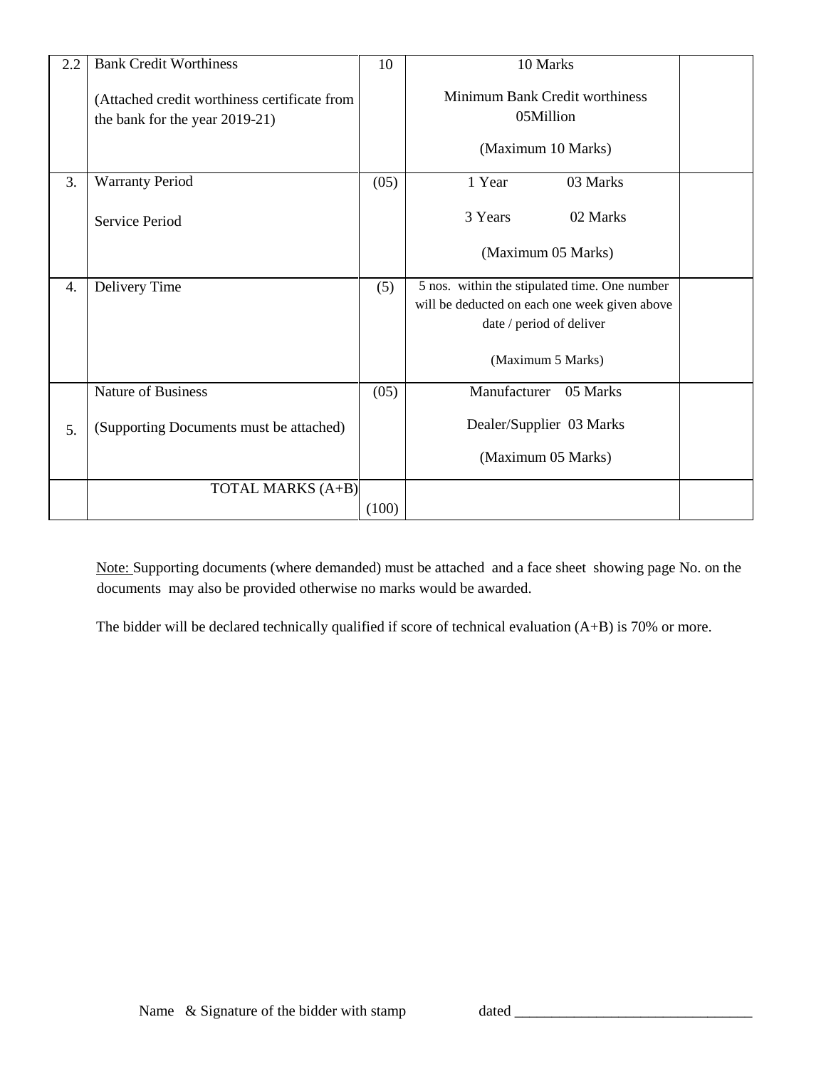| 2.2 | Bank Credit Worthiness<br><br>(Attached credit worthiness certificate from the bank for the year 2019-21) | 10 | 10 Marks<br><br>Minimum Bank Credit worthiness 05Million<br><br>(Maximum 10 Marks) | |
|---|---|---|---|---|
| 3. | Warranty Period<br><br>Service Period | (05) | 1 Year 03 Marks<br><br>3 Years 02 Marks<br><br>(Maximum 05 Marks) | |
| 4. | Delivery Time | (5) | 5 nos. within the stipulated time. One number will be deducted on each one week given above date / period of deliver<br><br>(Maximum 5 Marks) | |
| 5. | Nature of Business<br><br>(Supporting Documents must be attached) | (05) | Manufacturer 05 Marks<br><br>Dealer/Supplier 03 Marks<br><br>(Maximum 05 Marks) | |
| | TOTAL MARKS (A+B) | (100) | | |

Note: Supporting documents (where demanded) must be attached and a face sheet showing page No. on the documents may also be provided otherwise no marks would be awarded.

The bidder will be declared technically qualified if score of technical evaluation (A+B) is 70% or more.

Name & Signature of the bidder with stamp dated ________________________________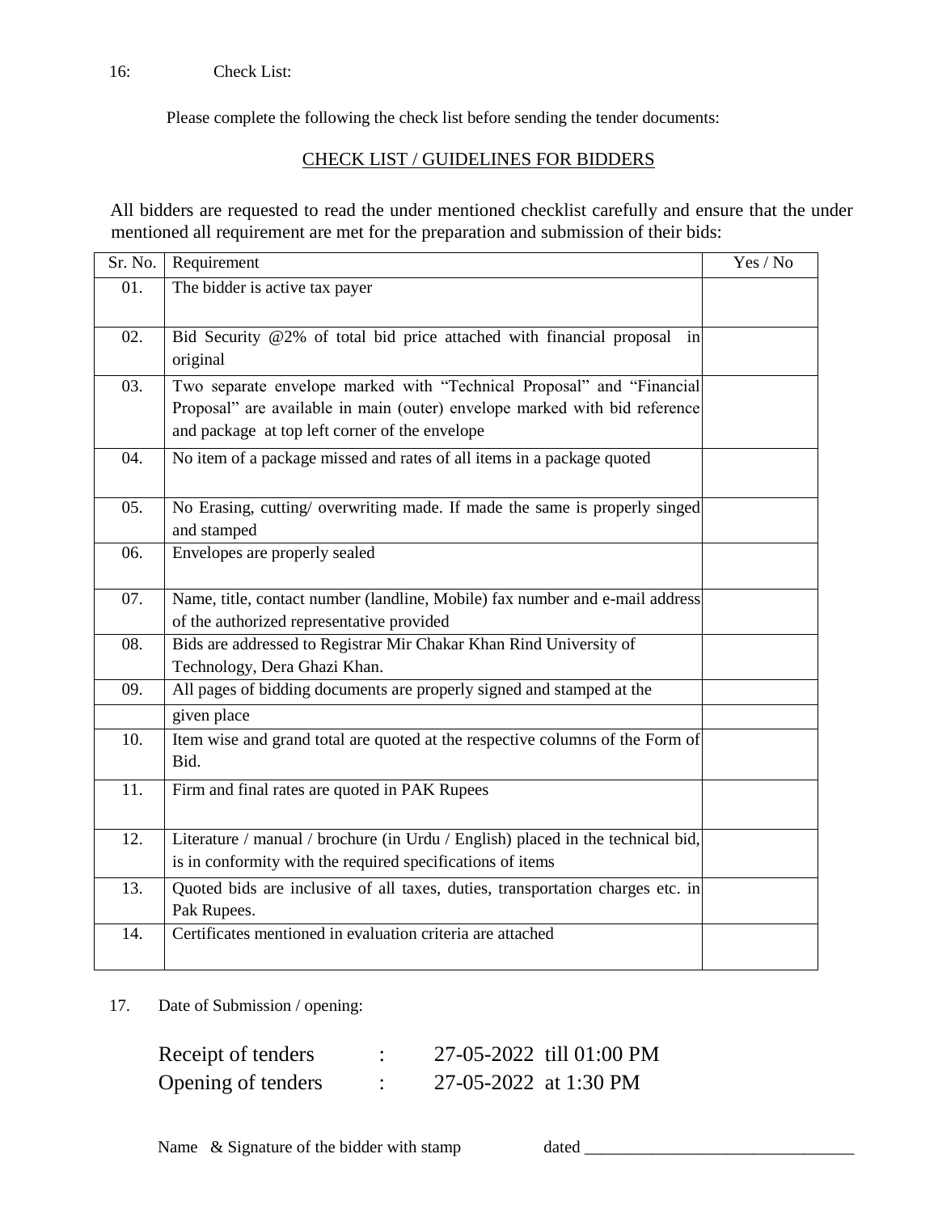16: Check List:

Please complete the following the check list before sending the tender documents:

## CHECK LIST / GUIDELINES FOR BIDDERS

All bidders are requested to read the under mentioned checklist carefully and ensure that the under mentioned all requirement are met for the preparation and submission of their bids:

| Sr. No. | Requirement | Yes / No |
|---|---|---|
| 01. | The bidder is active tax payer | |
| 02. | Bid Security @2% of total bid price attached with financial proposal in original | |
| 03. | Two separate envelope marked with "Technical Proposal" and "Financial Proposal" are available in main (outer) envelope marked with bid reference and package at top left corner of the envelope | |
| 04. | No item of a package missed and rates of all items in a package quoted | |
| 05. | No Erasing, cutting/ overwriting made. If made the same is properly singed and stamped | |
| 06. | Envelopes are properly sealed | |
| 07. | Name, title, contact number (landline, Mobile) fax number and e-mail address of the authorized representative provided | |
| 08. | Bids are addressed to Registrar Mir Chakar Khan Rind University of Technology, Dera Ghazi Khan. | |
| 09. | All pages of bidding documents are properly signed and stamped at the | |
| | given place | |
| 10. | Item wise and grand total are quoted at the respective columns of the Form of Bid. | |
| 11. | Firm and final rates are quoted in PAK Rupees | |
| 12. | Literature / manual / brochure (in Urdu / English) placed in the technical bid, is in conformity with the required specifications of items | |
| 13. | Quoted bids are inclusive of all taxes, duties, transportation charges etc. in Pak Rupees. | |
| 14. | Certificates mentioned in evaluation criteria are attached | |

17. Date of Submission / opening:

Receipt of tenders : 27-05-2022 till 01:00 PM

Opening of tenders : 27-05-2022 at 1:30 PM

Name & Signature of the bidder with stamp dated ________________________________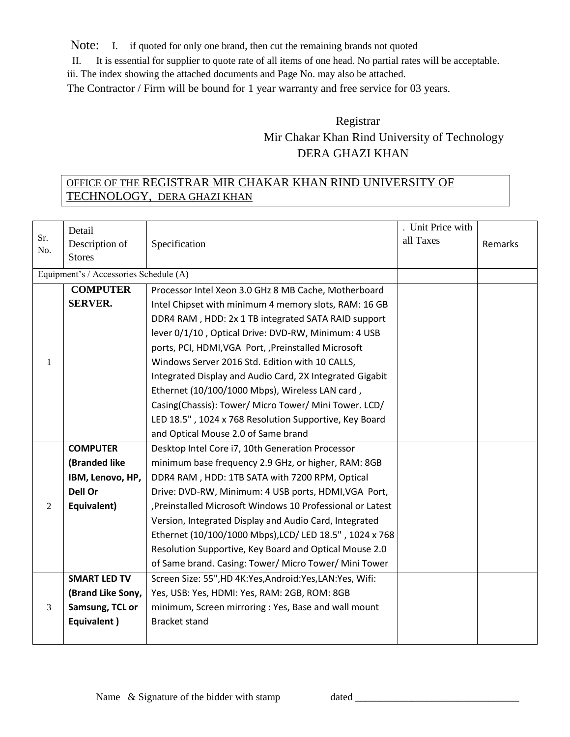Note: I. if quoted for only one brand, then cut the remaining brands not quoted

II. It is essential for supplier to quote rate of all items of one head. No partial rates will be acceptable.

iii. The index showing the attached documents and Page No. may also be attached.

The Contractor / Firm will be bound for 1 year warranty and free service for 03 years.

Registrar
Mir Chakar Khan Rind University of Technology
DERA GHAZI KHAN

OFFICE OF THE REGISTRAR MIR CHAKAR KHAN RIND UNIVERSITY OF TECHNOLOGY, DERA GHAZI KHAN

| Sr. No. | Detail Description of Stores | Specification | . Unit Price with all Taxes | Remarks |
|---|---|---|---|---|
| Equipment's / Accessories Schedule (A) | | | | |
| 1 | **COMPUTER SERVER.** | Processor Intel Xeon 3.0 GHz 8 MB Cache, Motherboard Intel Chipset with minimum 4 memory slots, RAM: 16 GB DDR4 RAM , HDD: 2x 1 TB integrated SATA RAID support lever 0/1/10 , Optical Drive: DVD-RW, Minimum: 4 USB ports, PCI, HDMI,VGA Port, ,Preinstalled Microsoft Windows Server 2016 Std. Edition with 10 CALLS, Integrated Display and Audio Card, 2X Integrated Gigabit Ethernet (10/100/1000 Mbps), Wireless LAN card , Casing(Chassis): Tower/ Micro Tower/ Mini Tower. LCD/ LED 18.5" , 1024 x 768 Resolution Supportive, Key Board and Optical Mouse 2.0 of Same brand | | |
| 2 | **COMPUTER (Branded like IBM, Lenovo, HP, Dell Or Equivalent)** | Desktop Intel Core i7, 10th Generation Processor minimum base frequency 2.9 GHz, or higher, RAM: 8GB DDR4 RAM , HDD: 1TB SATA with 7200 RPM, Optical Drive: DVD-RW, Minimum: 4 USB ports, HDMI,VGA Port, ,Preinstalled Microsoft Windows 10 Professional or Latest Version, Integrated Display and Audio Card, Integrated Ethernet (10/100/1000 Mbps),LCD/ LED 18.5" , 1024 x 768 Resolution Supportive, Key Board and Optical Mouse 2.0 of Same brand. Casing: Tower/ Micro Tower/ Mini Tower | | |
| 3 | **SMART LED TV (Brand Like Sony, Samsung, TCL or Equivalent )** | Screen Size: 55",HD 4K:Yes,Android:Yes,LAN:Yes, Wifi: Yes, USB: Yes, HDMI: Yes, RAM: 2GB, ROM: 8GB minimum, Screen mirroring : Yes, Base and wall mount Bracket stand | | |

Name & Signature of the bidder with stamp dated ________________________________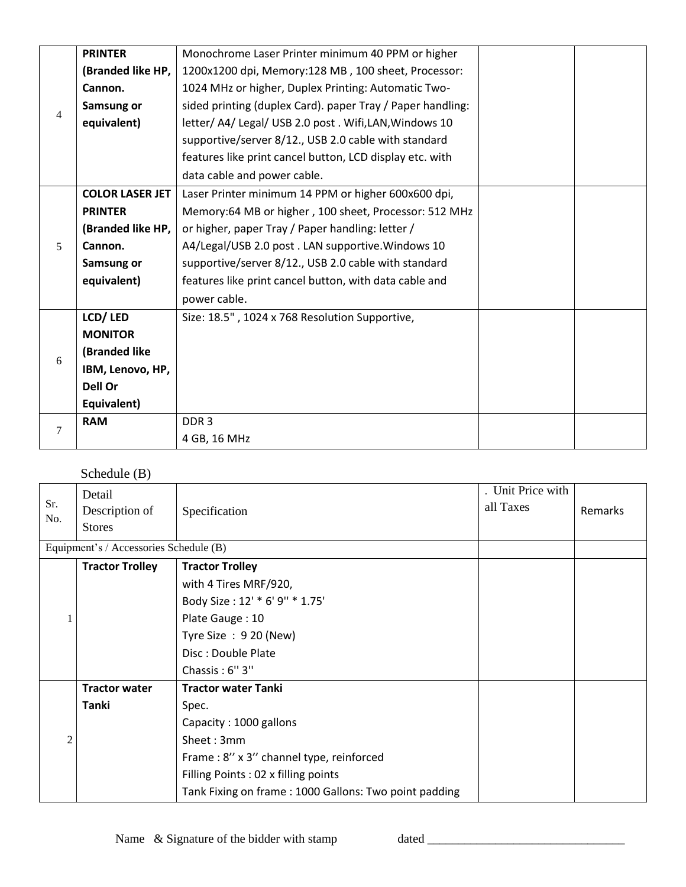| 4 | **PRINTER (Branded like HP, Cannon. Samsung or equivalent)** | Monochrome Laser Printer minimum 40 PPM or higher 1200x1200 dpi, Memory:128 MB , 100 sheet, Processor: 1024 MHz or higher, Duplex Printing: Automatic Two-sided printing (duplex Card). paper Tray / Paper handling: letter/ A4/ Legal/ USB 2.0 post . Wifi,LAN,Windows 10 supportive/server 8/12., USB 2.0 cable with standard features like print cancel button, LCD display etc. with data cable and power cable. | | |
|---|---|---|---|---|
| 5 | **COLOR LASER JET PRINTER (Branded like HP, Cannon. Samsung or equivalent)** | Laser Printer minimum 14 PPM or higher 600x600 dpi, Memory:64 MB or higher , 100 sheet, Processor: 512 MHz or higher, paper Tray / Paper handling: letter / A4/Legal/USB 2.0 post . LAN supportive.Windows 10 supportive/server 8/12., USB 2.0 cable with standard features like print cancel button, with data cable and power cable. | | |
| 6 | **LCD/ LED MONITOR (Branded like IBM, Lenovo, HP, Dell Or Equivalent)** | Size: 18.5" , 1024 x 768 Resolution Supportive, | | |
| 7 | **RAM** | DDR 3<br>4 GB, 16 MHz | | |

Schedule (B)

| Sr. No. | Detail Description of Stores | Specification | . Unit Price with all Taxes | Remarks |
|---|---|---|---|---|
| Equipment's / Accessories Schedule (B) | | | | |
| 1 | **Tractor Trolley** | **Tractor Trolley**<br>with 4 Tires MRF/920,<br>Body Size : 12' * 6' 9'' * 1.75'<br>Plate Gauge : 10<br>Tyre Size : 9 20 (New)<br>Disc : Double Plate<br>Chassis : 6'' 3'' | | |
| 2 | **Tractor water Tanki** | **Tractor water Tanki**<br>Spec.<br>Capacity : 1000 gallons<br>Sheet : 3mm<br>Frame : 8'' x 3'' channel type, reinforced<br>Filling Points : 02 x filling points<br>Tank Fixing on frame : 1000 Gallons: Two point padding | | |

Name & Signature of the bidder with stamp dated ________________________________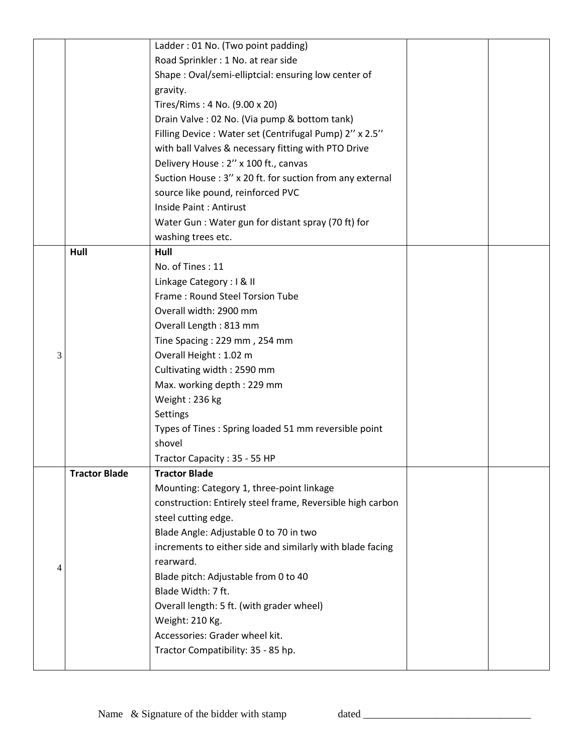| | | | | |
|---|---|---|---|---|
| | | Ladder : 01 No. (Two point padding)<br>Road Sprinkler : 1 No. at rear side<br>Shape : Oval/semi-elliptcial: ensuring low center of gravity.<br>Tires/Rims : 4 No. (9.00 x 20)<br>Drain Valve : 02 No. (Via pump & bottom tank)<br>Filling Device : Water set (Centrifugal Pump) 2'' x 2.5'' with ball Valves & necessary fitting with PTO Drive<br>Delivery House : 2'' x 100 ft., canvas<br>Suction House : 3'' x 20 ft. for suction from any external source like pound, reinforced PVC<br>Inside Paint : Antirust<br>Water Gun : Water gun for distant spray (70 ft) for washing trees etc. | | |
| 3 | **Hull** | **Hull**<br>No. of Tines : 11<br>Linkage Category : I & II<br>Frame : Round Steel Torsion Tube<br>Overall width: 2900 mm<br>Overall Length : 813 mm<br>Tine Spacing : 229 mm , 254 mm<br>Overall Height : 1.02 m<br>Cultivating width : 2590 mm<br>Max. working depth : 229 mm<br>Weight : 236 kg<br>Settings<br>Types of Tines : Spring loaded 51 mm reversible point shovel<br>Tractor Capacity : 35 - 55 HP | | |
| 4 | **Tractor Blade** | **Tractor Blade**<br>Mounting: Category 1, three-point linkage<br>construction: Entirely steel frame, Reversible high carbon steel cutting edge.<br>Blade Angle: Adjustable 0 to 70 in two increments to either side and similarly with blade facing rearward.<br>Blade pitch: Adjustable from 0 to 40<br>Blade Width: 7 ft.<br>Overall length: 5 ft. (with grader wheel)<br>Weight: 210 Kg.<br>Accessories: Grader wheel kit.<br>Tractor Compatibility: 35 - 85 hp. | | |

Name & Signature of the bidder with stamp dated ________________________________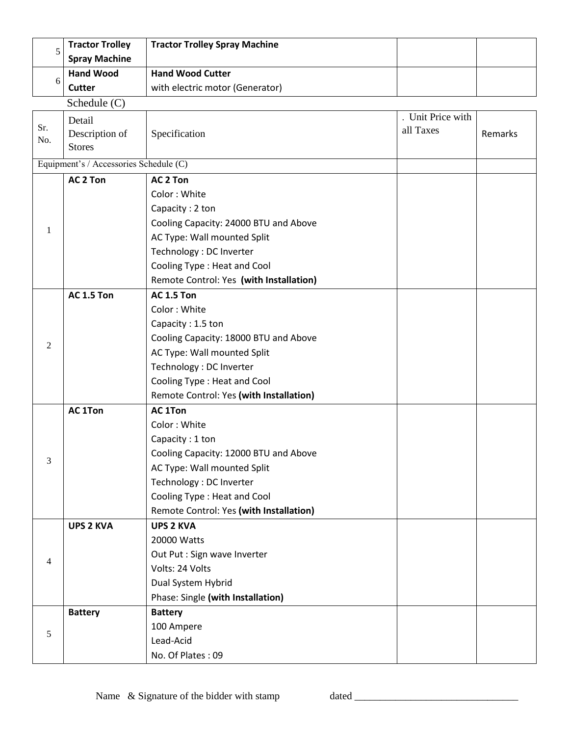| 5 | **Tractor Trolley Spray Machine** | **Tractor Trolley Spray Machine** | | |
|---|---|---|---|---|
| 6 | **Hand Wood Cutter** | **Hand Wood Cutter**<br>with electric motor (Generator) | | |

Schedule (C)

| Sr. No. | Detail Description of Stores | Specification | . Unit Price with all Taxes | Remarks |
|---|---|---|---|---|
| Equipment's / Accessories Schedule (C) | | | | |
| 1 | **AC 2 Ton** | **AC 2 Ton**<br>Color : White<br>Capacity : 2 ton<br>Cooling Capacity: 24000 BTU and Above<br>AC Type: Wall mounted Split<br>Technology : DC Inverter<br>Cooling Type : Heat and Cool<br>Remote Control: Yes **(with Installation)** | | |
| 2 | **AC 1.5 Ton** | **AC 1.5 Ton**<br>Color : White<br>Capacity : 1.5 ton<br>Cooling Capacity: 18000 BTU and Above<br>AC Type: Wall mounted Split<br>Technology : DC Inverter<br>Cooling Type : Heat and Cool<br>Remote Control: Yes **(with Installation)** | | |
| 3 | **AC 1Ton** | **AC 1Ton**<br>Color : White<br>Capacity : 1 ton<br>Cooling Capacity: 12000 BTU and Above<br>AC Type: Wall mounted Split<br>Technology : DC Inverter<br>Cooling Type : Heat and Cool<br>Remote Control: Yes **(with Installation)** | | |
| 4 | **UPS 2 KVA** | **UPS 2 KVA**<br>20000 Watts<br>Out Put : Sign wave Inverter<br>Volts: 24 Volts<br>Dual System Hybrid<br>Phase: Single **(with Installation)** | | |
| 5 | **Battery** | **Battery**<br>100 Ampere<br>Lead-Acid<br>No. Of Plates : 09 | | |

Name & Signature of the bidder with stamp dated ________________________________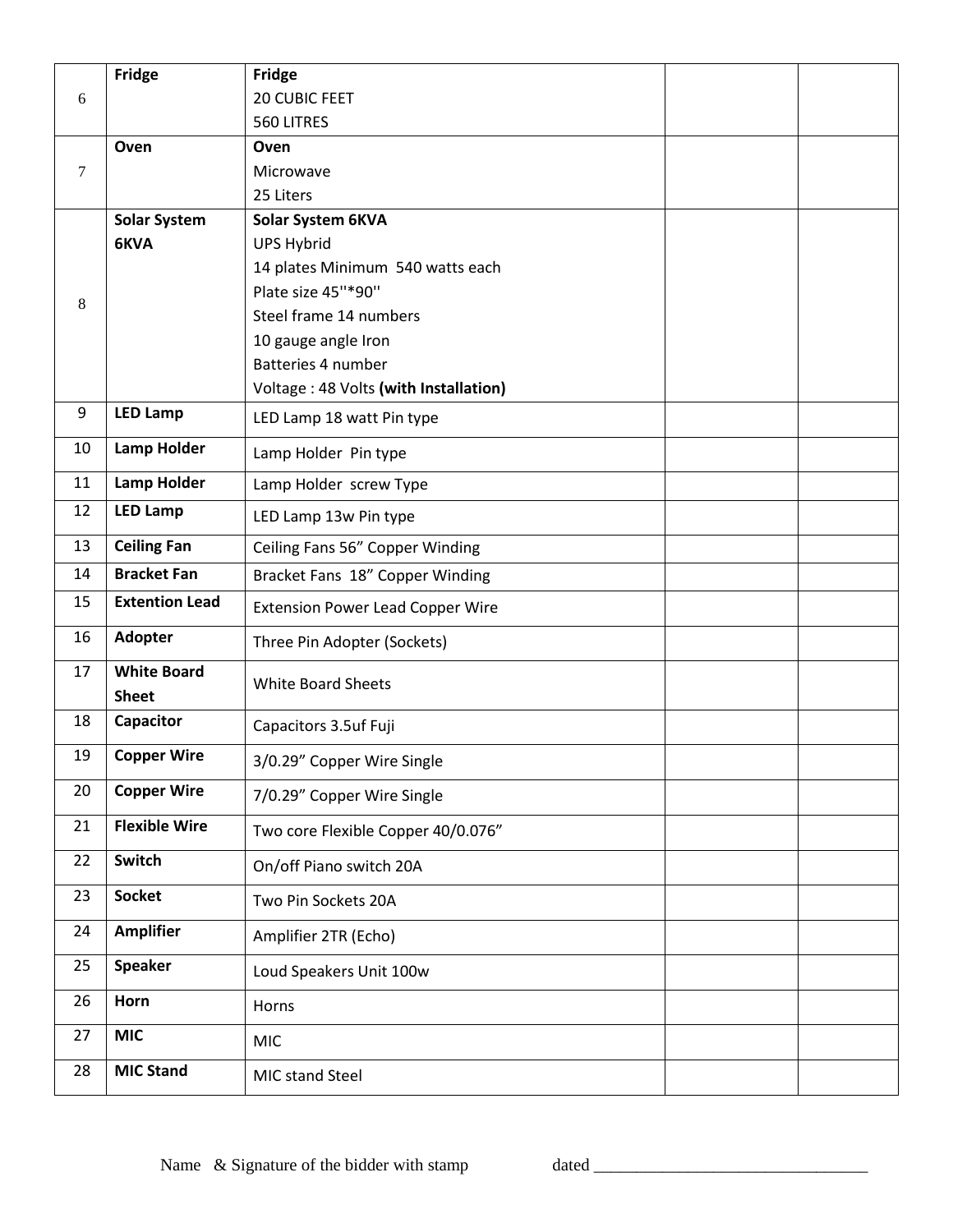| | | | | |
|---|---|---|---|---|
| 6 | **Fridge** | **Fridge**<br>20 CUBIC FEET<br>560 LITRES | | |
| 7 | **Oven** | **Oven**<br>Microwave<br>25 Liters | | |
| 8 | **Solar System 6KVA** | **Solar System 6KVA**<br>UPS Hybrid<br>14 plates Minimum 540 watts each<br>Plate size 45''*90''<br>Steel frame 14 numbers<br>10 gauge angle Iron<br>Batteries 4 number<br>Voltage : 48 Volts **(with Installation)** | | |
| 9 | **LED Lamp** | LED Lamp 18 watt Pin type | | |
| 10 | **Lamp Holder** | Lamp Holder Pin type | | |
| 11 | **Lamp Holder** | Lamp Holder screw Type | | |
| 12 | **LED Lamp** | LED Lamp 13w Pin type | | |
| 13 | **Ceiling Fan** | Ceiling Fans 56" Copper Winding | | |
| 14 | **Bracket Fan** | Bracket Fans 18" Copper Winding | | |
| 15 | **Extention Lead** | Extension Power Lead Copper Wire | | |
| 16 | **Adopter** | Three Pin Adopter (Sockets) | | |
| 17 | **White Board Sheet** | White Board Sheets | | |
| 18 | **Capacitor** | Capacitors 3.5uf Fuji | | |
| 19 | **Copper Wire** | 3/0.29" Copper Wire Single | | |
| 20 | **Copper Wire** | 7/0.29" Copper Wire Single | | |
| 21 | **Flexible Wire** | Two core Flexible Copper 40/0.076" | | |
| 22 | **Switch** | On/off Piano switch 20A | | |
| 23 | **Socket** | Two Pin Sockets 20A | | |
| 24 | **Amplifier** | Amplifier 2TR (Echo) | | |
| 25 | **Speaker** | Loud Speakers Unit 100w | | |
| 26 | **Horn** | Horns | | |
| 27 | **MIC** | MIC | | |
| 28 | **MIC Stand** | MIC stand Steel | | |

Name & Signature of the bidder with stamp dated ________________________________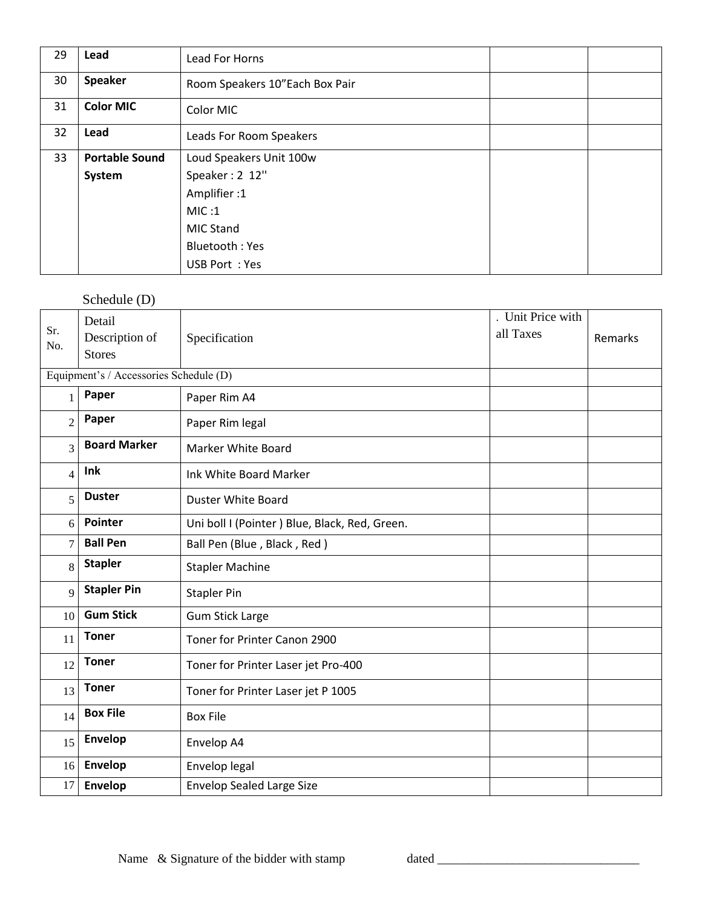| | | | | |
|---|---|---|---|---|
| 29 | **Lead** | Lead For Horns | | |
| 30 | **Speaker** | Room Speakers 10"Each Box Pair | | |
| 31 | **Color MIC** | Color MIC | | |
| 32 | **Lead** | Leads For Room Speakers | | |
| 33 | **Portable Sound System** | Loud Speakers Unit 100w<br>Speaker : 2 12''<br>Amplifier :1<br>MIC :1<br>MIC Stand<br>Bluetooth : Yes<br>USB Port : Yes | | |

Schedule (D)

| Sr. No. | Detail Description of Stores | Specification | . Unit Price with all Taxes | Remarks |
|---|---|---|---|---|
| Equipment's / Accessories Schedule (D) | | | | |
| 1 | **Paper** | Paper Rim A4 | | |
| 2 | **Paper** | Paper Rim legal | | |
| 3 | **Board Marker** | Marker White Board | | |
| 4 | **Ink** | Ink White Board Marker | | |
| 5 | **Duster** | Duster White Board | | |
| 6 | **Pointer** | Uni boll I (Pointer ) Blue, Black, Red, Green. | | |
| 7 | **Ball Pen** | Ball Pen (Blue , Black , Red ) | | |
| 8 | **Stapler** | Stapler Machine | | |
| 9 | **Stapler Pin** | Stapler Pin | | |
| 10 | **Gum Stick** | Gum Stick Large | | |
| 11 | **Toner** | Toner for Printer Canon 2900 | | |
| 12 | **Toner** | Toner for Printer Laser jet Pro-400 | | |
| 13 | **Toner** | Toner for Printer Laser jet P 1005 | | |
| 14 | **Box File** | Box File | | |
| 15 | **Envelop** | Envelop A4 | | |
| 16 | **Envelop** | Envelop legal | | |
| 17 | **Envelop** | Envelop Sealed Large Size | | |

Name & Signature of the bidder with stamp dated ________________________________